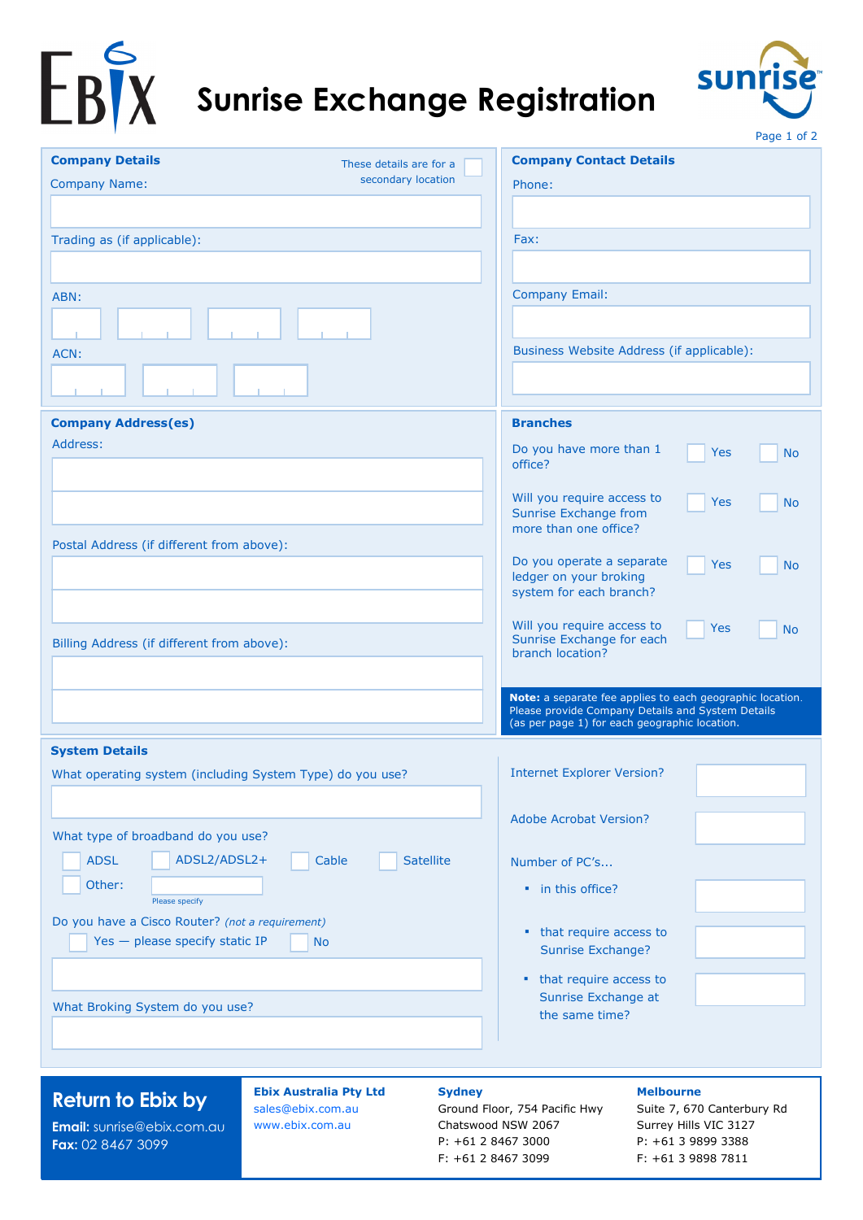# Sunrise Exchange Registration

## Company Details

These details are for a secondary location ☐

Company Name:

Trading as (if applicable):

ABN:

ACN:

## Company Contact Details

Phone:

Fax:

Company Email:

Business Website Address (if applicable):

## Company Address(es)

Address:

Postal Address (if different from above):

Billing Address (if different from above):

## Branches

Do you have more than 1 office? ☐ Yes ☐ No

Will you require access to Sunrise Exchange from more than one office? ☐ Yes ☐ No

Do you operate a separate ledger on your broking system for each branch? ☐ Yes ☐ No

Will you require access to Sunrise Exchange for each branch location? ☐ Yes ☐ No

**Note:** a separate fee applies to each geographic location. Please provide Company Details and System Details (as per page 1) for each geographic location.

## System Details

What operating system (including System Type) do you use?

What type of broadband do you use?

☐ ADSL ☐ ADSL2/ADSL2+ ☐ Cable ☐ Satellite

☐ Other: ______ (Please specify)

Do you have a Cisco Router? *(not a requirement)*

☐ Yes — please specify static IP ☐ No

What Broking System do you use?

Internet Explorer Version?

Adobe Acrobat Version?

Number of PC's...

- in this office?
- that require access to Sunrise Exchange?
- that require access to Sunrise Exchange at the same time?

## Return to Ebix by

**Email:** sunrise@ebix.com.au
**Fax:** 02 8467 3099

**Ebix Australia Pty Ltd**
sales@ebix.com.au
www.ebix.com.au

**Sydney**
Ground Floor, 754 Pacific Hwy
Chatswood NSW 2067
P: +61 2 8467 3000
F: +61 2 8467 3099

**Melbourne**
Suite 7, 670 Canterbury Rd
Surrey Hills VIC 3127
P: +61 3 9899 3388
F: +61 3 9898 7811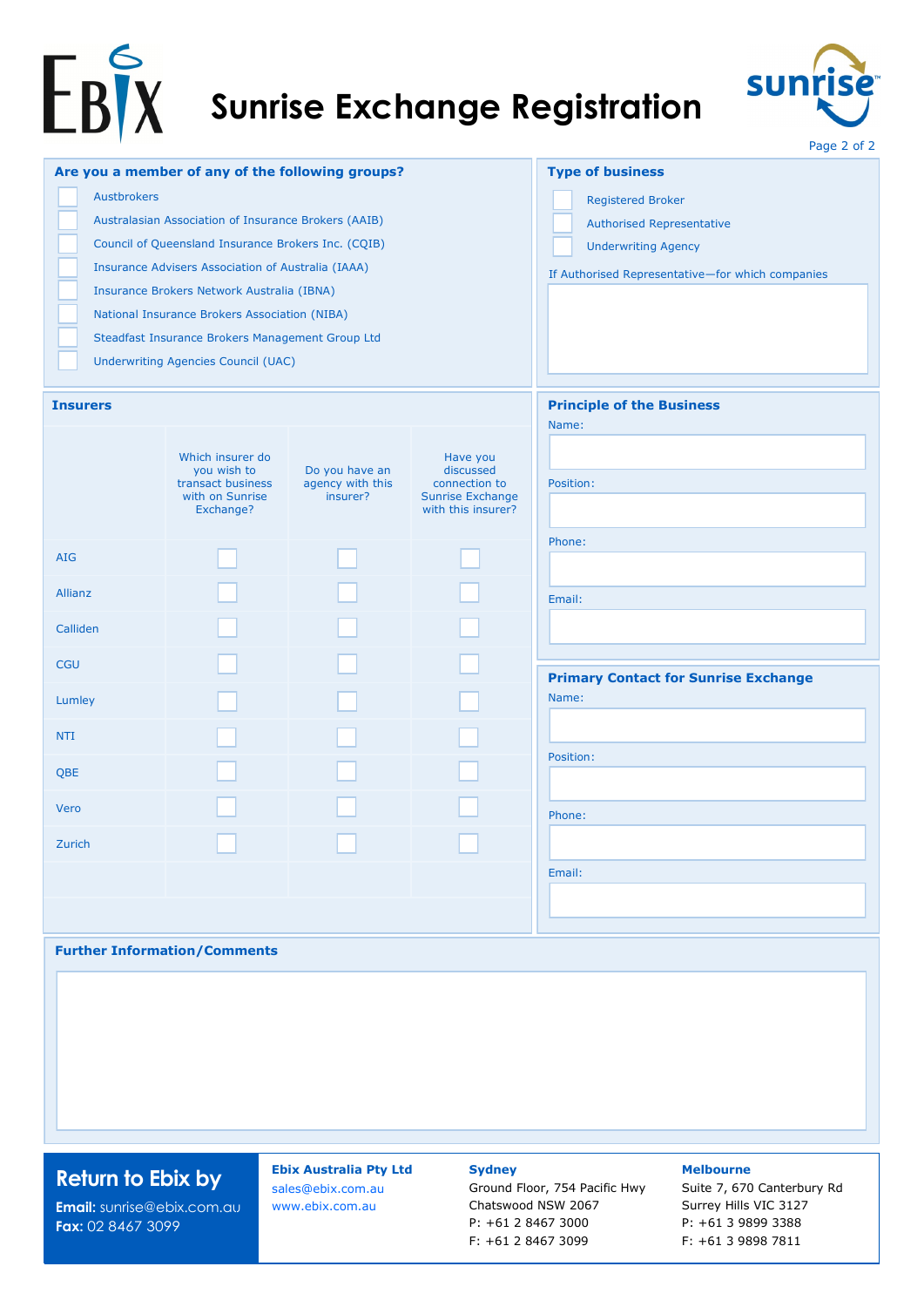# Sunrise Exchange Registration

## Are you a member of any of the following groups?

- [ ] Austbrokers
- [ ] Australasian Association of Insurance Brokers (AAIB)
- [ ] Council of Queensland Insurance Brokers Inc. (CQIB)
- [ ] Insurance Advisers Association of Australia (IAAA)
- [ ] Insurance Brokers Network Australia (IBNA)
- [ ] National Insurance Brokers Association (NIBA)
- [ ] Steadfast Insurance Brokers Management Group Ltd
- [ ] Underwriting Agencies Council (UAC)

## Type of business

- [ ] Registered Broker
- [ ] Authorised Representative
- [ ] Underwriting Agency

If Authorised Representative—for which companies

## Insurers

| | Which insurer do you wish to transact business with on Sunrise Exchange? | Do you have an agency with this insurer? | Have you discussed connection to Sunrise Exchange with this insurer? |
|---|---|---|---|
| AIG | ☐ | ☐ | ☐ |
| Allianz | ☐ | ☐ | ☐ |
| Calliden | ☐ | ☐ | ☐ |
| CGU | ☐ | ☐ | ☐ |
| Lumley | ☐ | ☐ | ☐ |
| NTI | ☐ | ☐ | ☐ |
| QBE | ☐ | ☐ | ☐ |
| Vero | ☐ | ☐ | ☐ |
| Zurich | ☐ | ☐ | ☐ |
| | | | |

## Principle of the Business

Name:

Position:

Phone:

Email:

## Primary Contact for Sunrise Exchange

Name:

Position:

Phone:

Email:

## Further Information/Comments

## Return to Ebix by

**Email:** sunrise@ebix.com.au
**Fax:** 02 8467 3099

**Ebix Australia Pty Ltd**
sales@ebix.com.au
www.ebix.com.au

**Sydney**
Ground Floor, 754 Pacific Hwy
Chatswood NSW 2067
P: +61 2 8467 3000
F: +61 2 8467 3099

**Melbourne**
Suite 7, 670 Canterbury Rd
Surrey Hills VIC 3127
P: +61 3 9899 3388
F: +61 3 9898 7811